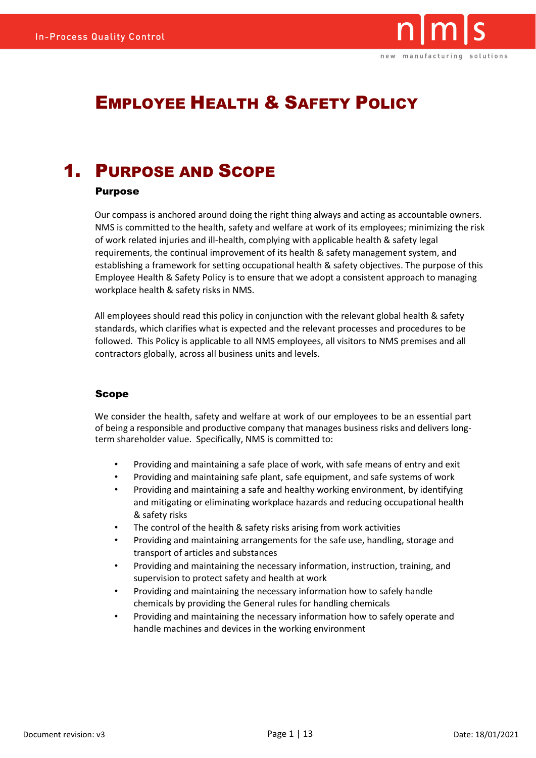# Employee Health & Safety Policy

## 1. Purpose and Scope

### Purpose

Our compass is anchored around doing the right thing always and acting as accountable owners. NMS is committed to the health, safety and welfare at work of its employees; minimizing the risk of work related injuries and ill-health, complying with applicable health & safety legal requirements, the continual improvement of its health & safety management system, and establishing a framework for setting occupational health & safety objectives. The purpose of this Employee Health & Safety Policy is to ensure that we adopt a consistent approach to managing workplace health & safety risks in NMS.

All employees should read this policy in conjunction with the relevant global health & safety standards, which clarifies what is expected and the relevant processes and procedures to be followed. This Policy is applicable to all NMS employees, all visitors to NMS premises and all contractors globally, across all business units and levels.

### Scope

We consider the health, safety and welfare at work of our employees to be an essential part of being a responsible and productive company that manages business risks and delivers long-term shareholder value. Specifically, NMS is committed to:

- Providing and maintaining a safe place of work, with safe means of entry and exit
- Providing and maintaining safe plant, safe equipment, and safe systems of work
- Providing and maintaining a safe and healthy working environment, by identifying and mitigating or eliminating workplace hazards and reducing occupational health & safety risks
- The control of the health & safety risks arising from work activities
- Providing and maintaining arrangements for the safe use, handling, storage and transport of articles and substances
- Providing and maintaining the necessary information, instruction, training, and supervision to protect safety and health at work
- Providing and maintaining the necessary information how to safely handle chemicals by providing the General rules for handling chemicals
- Providing and maintaining the necessary information how to safely operate and handle machines and devices in the working environment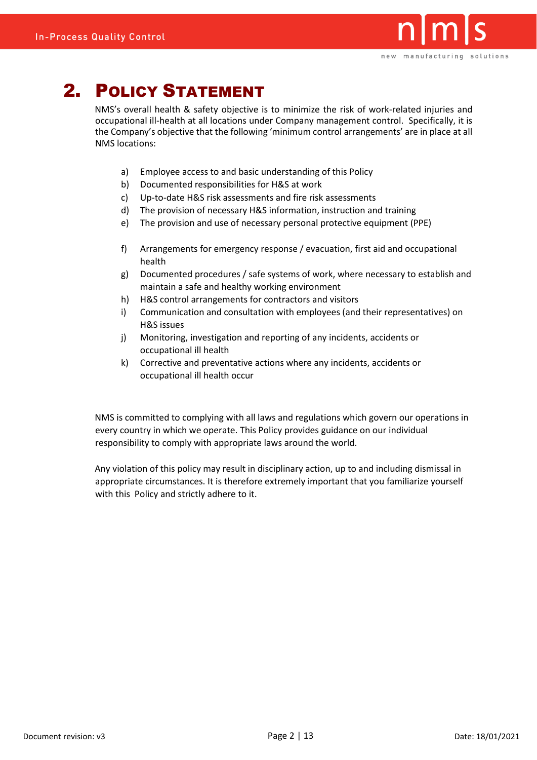# 2. Policy Statement

NMS's overall health & safety objective is to minimize the risk of work-related injuries and occupational ill-health at all locations under Company management control. Specifically, it is the Company's objective that the following 'minimum control arrangements' are in place at all NMS locations:

a) Employee access to and basic understanding of this Policy
b) Documented responsibilities for H&S at work
c) Up-to-date H&S risk assessments and fire risk assessments
d) The provision of necessary H&S information, instruction and training
e) The provision and use of necessary personal protective equipment (PPE)

f) Arrangements for emergency response / evacuation, first aid and occupational health
g) Documented procedures / safe systems of work, where necessary to establish and maintain a safe and healthy working environment
h) H&S control arrangements for contractors and visitors
i) Communication and consultation with employees (and their representatives) on H&S issues
j) Monitoring, investigation and reporting of any incidents, accidents or occupational ill health
k) Corrective and preventative actions where any incidents, accidents or occupational ill health occur

NMS is committed to complying with all laws and regulations which govern our operations in every country in which we operate. This Policy provides guidance on our individual responsibility to comply with appropriate laws around the world.

Any violation of this policy may result in disciplinary action, up to and including dismissal in appropriate circumstances. It is therefore extremely important that you familiarize yourself with this Policy and strictly adhere to it.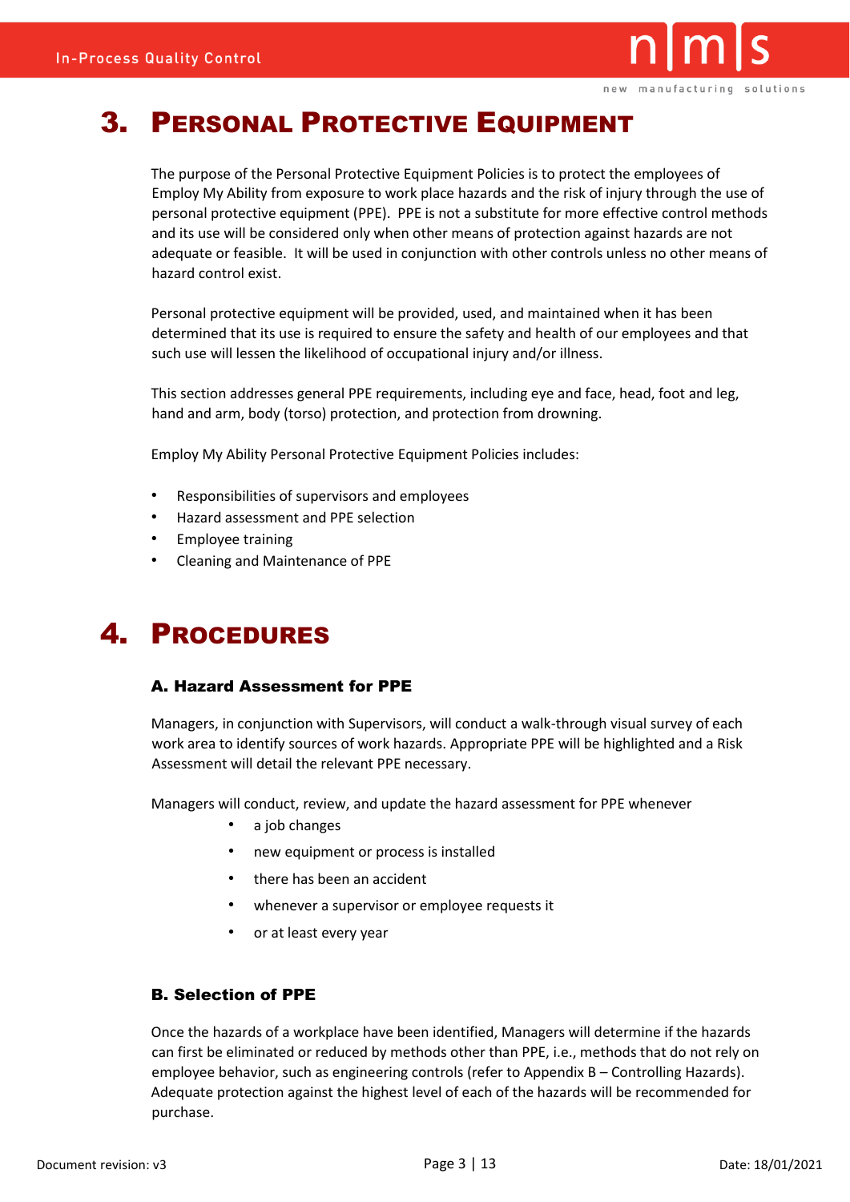# 3. Personal Protective Equipment

The purpose of the Personal Protective Equipment Policies is to protect the employees of Employ My Ability from exposure to work place hazards and the risk of injury through the use of personal protective equipment (PPE). PPE is not a substitute for more effective control methods and its use will be considered only when other means of protection against hazards are not adequate or feasible. It will be used in conjunction with other controls unless no other means of hazard control exist.

Personal protective equipment will be provided, used, and maintained when it has been determined that its use is required to ensure the safety and health of our employees and that such use will lessen the likelihood of occupational injury and/or illness.

This section addresses general PPE requirements, including eye and face, head, foot and leg, hand and arm, body (torso) protection, and protection from drowning.

Employ My Ability Personal Protective Equipment Policies includes:

- Responsibilities of supervisors and employees
- Hazard assessment and PPE selection
- Employee training
- Cleaning and Maintenance of PPE

# 4. Procedures

### A. Hazard Assessment for PPE

Managers, in conjunction with Supervisors, will conduct a walk-through visual survey of each work area to identify sources of work hazards. Appropriate PPE will be highlighted and a Risk Assessment will detail the relevant PPE necessary.

Managers will conduct, review, and update the hazard assessment for PPE whenever

- a job changes
- new equipment or process is installed
- there has been an accident
- whenever a supervisor or employee requests it
- or at least every year

### B. Selection of PPE

Once the hazards of a workplace have been identified, Managers will determine if the hazards can first be eliminated or reduced by methods other than PPE, i.e., methods that do not rely on employee behavior, such as engineering controls (refer to Appendix B – Controlling Hazards). Adequate protection against the highest level of each of the hazards will be recommended for purchase.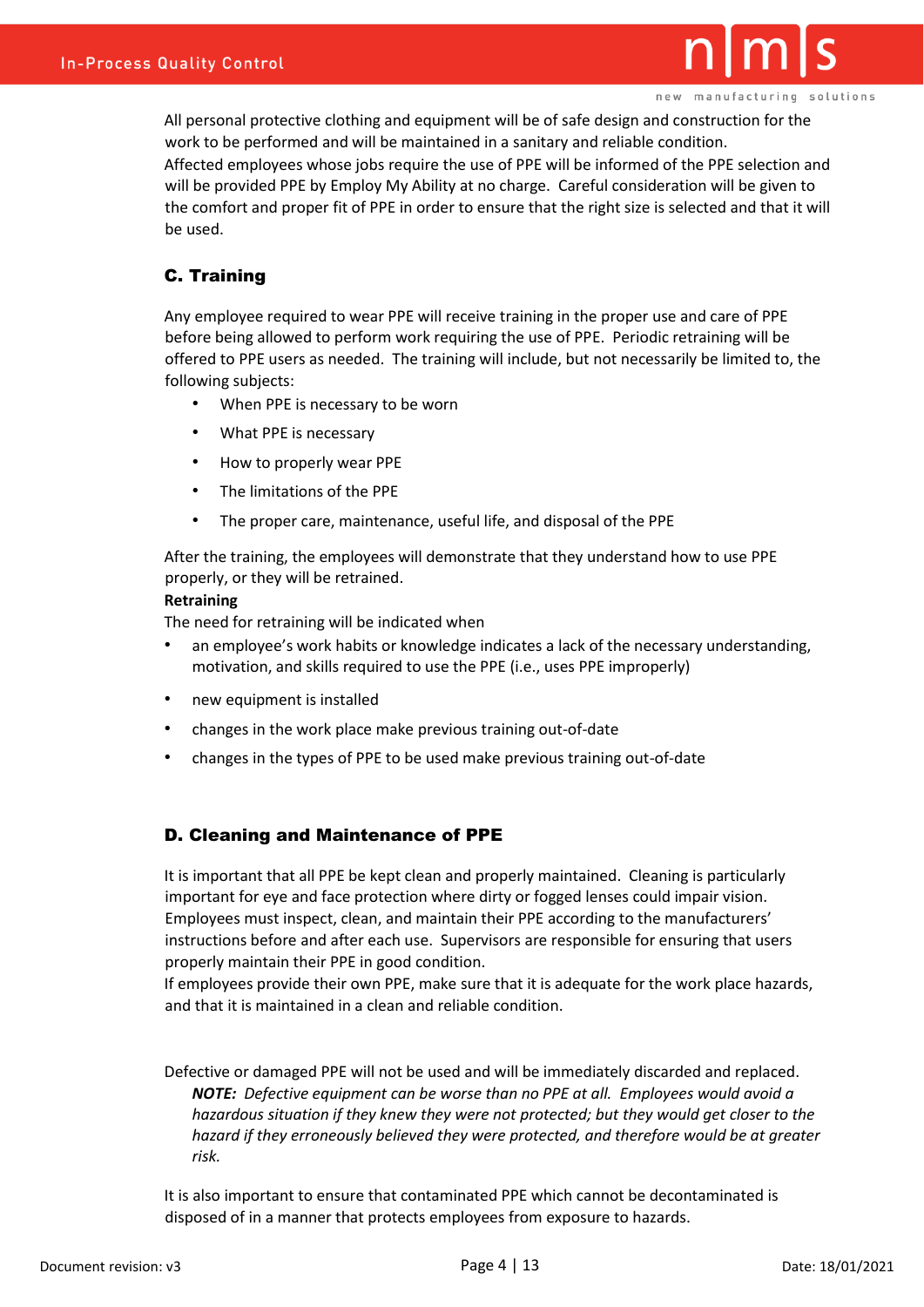All personal protective clothing and equipment will be of safe design and construction for the work to be performed and will be maintained in a sanitary and reliable condition.
Affected employees whose jobs require the use of PPE will be informed of the PPE selection and will be provided PPE by Employ My Ability at no charge. Careful consideration will be given to the comfort and proper fit of PPE in order to ensure that the right size is selected and that it will be used.

## C. Training

Any employee required to wear PPE will receive training in the proper use and care of PPE before being allowed to perform work requiring the use of PPE. Periodic retraining will be offered to PPE users as needed. The training will include, but not necessarily be limited to, the following subjects:

- When PPE is necessary to be worn
- What PPE is necessary
- How to properly wear PPE
- The limitations of the PPE
- The proper care, maintenance, useful life, and disposal of the PPE

After the training, the employees will demonstrate that they understand how to use PPE properly, or they will be retrained.

**Retraining**

The need for retraining will be indicated when

- an employee's work habits or knowledge indicates a lack of the necessary understanding, motivation, and skills required to use the PPE (i.e., uses PPE improperly)
- new equipment is installed
- changes in the work place make previous training out-of-date
- changes in the types of PPE to be used make previous training out-of-date

## D. Cleaning and Maintenance of PPE

It is important that all PPE be kept clean and properly maintained. Cleaning is particularly important for eye and face protection where dirty or fogged lenses could impair vision. Employees must inspect, clean, and maintain their PPE according to the manufacturers' instructions before and after each use. Supervisors are responsible for ensuring that users properly maintain their PPE in good condition.
If employees provide their own PPE, make sure that it is adequate for the work place hazards, and that it is maintained in a clean and reliable condition.

Defective or damaged PPE will not be used and will be immediately discarded and replaced.

> ***NOTE:*** *Defective equipment can be worse than no PPE at all. Employees would avoid a hazardous situation if they knew they were not protected; but they would get closer to the hazard if they erroneously believed they were protected, and therefore would be at greater risk.*

It is also important to ensure that contaminated PPE which cannot be decontaminated is disposed of in a manner that protects employees from exposure to hazards.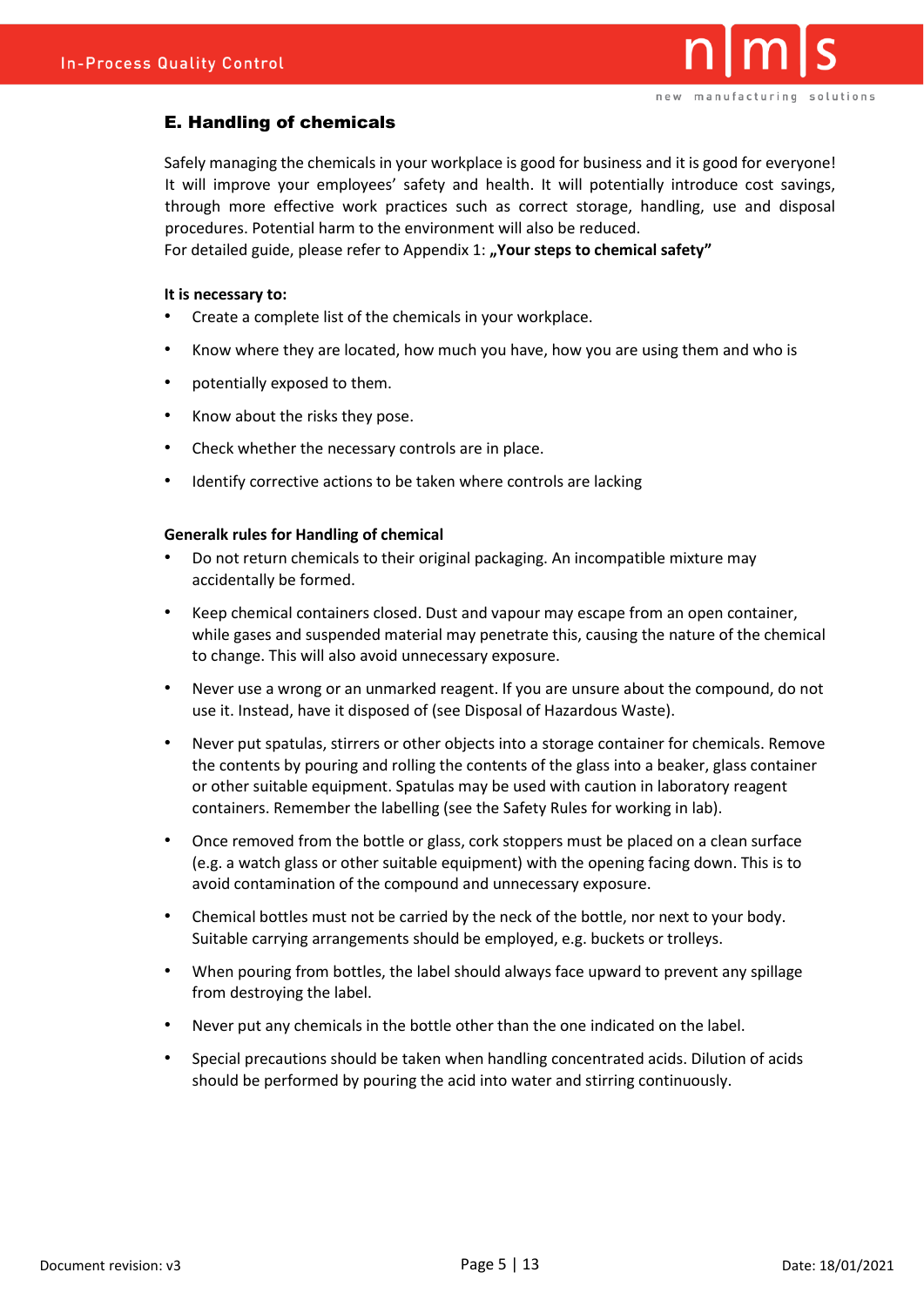## E. Handling of chemicals

Safely managing the chemicals in your workplace is good for business and it is good for everyone! It will improve your employees' safety and health. It will potentially introduce cost savings, through more effective work practices such as correct storage, handling, use and disposal procedures. Potential harm to the environment will also be reduced.
For detailed guide, please refer to Appendix 1: **„Your steps to chemical safety"**

**It is necessary to:**

- Create a complete list of the chemicals in your workplace.
- Know where they are located, how much you have, how you are using them and who is
- potentially exposed to them.
- Know about the risks they pose.
- Check whether the necessary controls are in place.
- Identify corrective actions to be taken where controls are lacking

**Generalk rules for Handling of chemical**

- Do not return chemicals to their original packaging. An incompatible mixture may accidentally be formed.
- Keep chemical containers closed. Dust and vapour may escape from an open container, while gases and suspended material may penetrate this, causing the nature of the chemical to change. This will also avoid unnecessary exposure.
- Never use a wrong or an unmarked reagent. If you are unsure about the compound, do not use it. Instead, have it disposed of (see Disposal of Hazardous Waste).
- Never put spatulas, stirrers or other objects into a storage container for chemicals. Remove the contents by pouring and rolling the contents of the glass into a beaker, glass container or other suitable equipment. Spatulas may be used with caution in laboratory reagent containers. Remember the labelling (see the Safety Rules for working in lab).
- Once removed from the bottle or glass, cork stoppers must be placed on a clean surface (e.g. a watch glass or other suitable equipment) with the opening facing down. This is to avoid contamination of the compound and unnecessary exposure.
- Chemical bottles must not be carried by the neck of the bottle, nor next to your body. Suitable carrying arrangements should be employed, e.g. buckets or trolleys.
- When pouring from bottles, the label should always face upward to prevent any spillage from destroying the label.
- Never put any chemicals in the bottle other than the one indicated on the label.
- Special precautions should be taken when handling concentrated acids. Dilution of acids should be performed by pouring the acid into water and stirring continuously.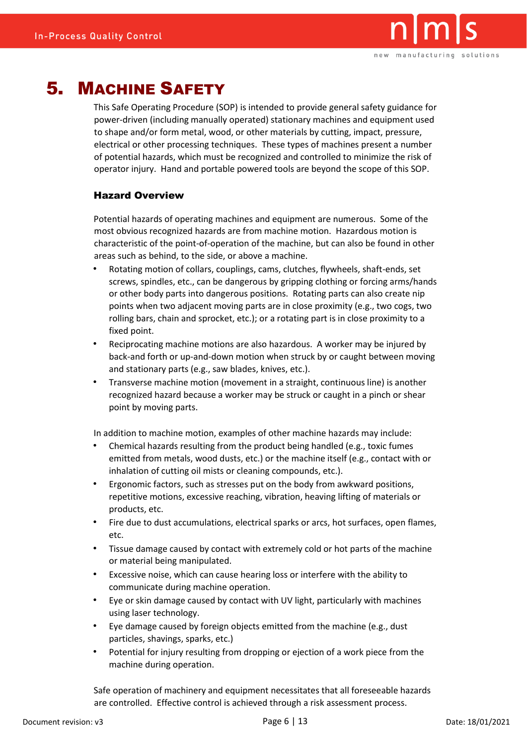# 5. Machine Safety

This Safe Operating Procedure (SOP) is intended to provide general safety guidance for power-driven (including manually operated) stationary machines and equipment used to shape and/or form metal, wood, or other materials by cutting, impact, pressure, electrical or other processing techniques. These types of machines present a number of potential hazards, which must be recognized and controlled to minimize the risk of operator injury. Hand and portable powered tools are beyond the scope of this SOP.

## Hazard Overview

Potential hazards of operating machines and equipment are numerous. Some of the most obvious recognized hazards are from machine motion. Hazardous motion is characteristic of the point-of-operation of the machine, but can also be found in other areas such as behind, to the side, or above a machine.

- Rotating motion of collars, couplings, cams, clutches, flywheels, shaft-ends, set screws, spindles, etc., can be dangerous by gripping clothing or forcing arms/hands or other body parts into dangerous positions. Rotating parts can also create nip points when two adjacent moving parts are in close proximity (e.g., two cogs, two rolling bars, chain and sprocket, etc.); or a rotating part is in close proximity to a fixed point.
- Reciprocating machine motions are also hazardous. A worker may be injured by back-and forth or up-and-down motion when struck by or caught between moving and stationary parts (e.g., saw blades, knives, etc.).
- Transverse machine motion (movement in a straight, continuous line) is another recognized hazard because a worker may be struck or caught in a pinch or shear point by moving parts.

In addition to machine motion, examples of other machine hazards may include:

- Chemical hazards resulting from the product being handled (e.g., toxic fumes emitted from metals, wood dusts, etc.) or the machine itself (e.g., contact with or inhalation of cutting oil mists or cleaning compounds, etc.).
- Ergonomic factors, such as stresses put on the body from awkward positions, repetitive motions, excessive reaching, vibration, heaving lifting of materials or products, etc.
- Fire due to dust accumulations, electrical sparks or arcs, hot surfaces, open flames, etc.
- Tissue damage caused by contact with extremely cold or hot parts of the machine or material being manipulated.
- Excessive noise, which can cause hearing loss or interfere with the ability to communicate during machine operation.
- Eye or skin damage caused by contact with UV light, particularly with machines using laser technology.
- Eye damage caused by foreign objects emitted from the machine (e.g., dust particles, shavings, sparks, etc.)
- Potential for injury resulting from dropping or ejection of a work piece from the machine during operation.

Safe operation of machinery and equipment necessitates that all foreseeable hazards are controlled. Effective control is achieved through a risk assessment process.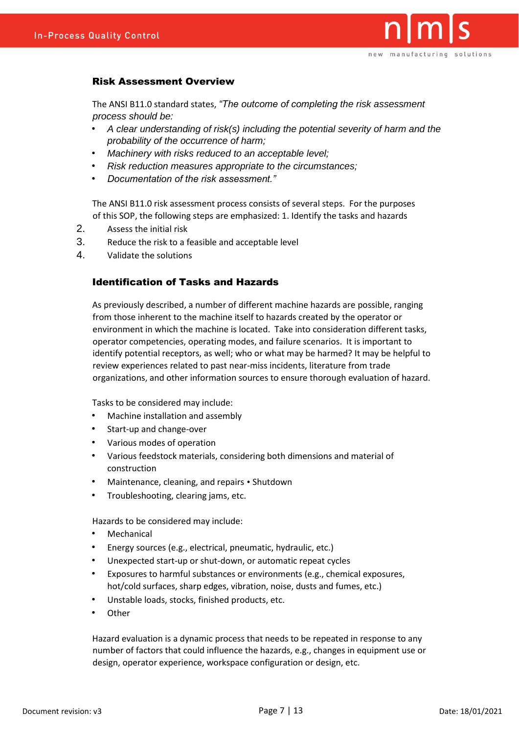## Risk Assessment Overview

The ANSI B11.0 standard states, *"The outcome of completing the risk assessment process should be:*

- *A clear understanding of risk(s) including the potential severity of harm and the probability of the occurrence of harm;*
- *Machinery with risks reduced to an acceptable level;*
- *Risk reduction measures appropriate to the circumstances;*
- *Documentation of the risk assessment."*

The ANSI B11.0 risk assessment process consists of several steps. For the purposes of this SOP, the following steps are emphasized: 1. Identify the tasks and hazards

2. Assess the initial risk
3. Reduce the risk to a feasible and acceptable level
4. Validate the solutions

## Identification of Tasks and Hazards

As previously described, a number of different machine hazards are possible, ranging from those inherent to the machine itself to hazards created by the operator or environment in which the machine is located. Take into consideration different tasks, operator competencies, operating modes, and failure scenarios. It is important to identify potential receptors, as well; who or what may be harmed? It may be helpful to review experiences related to past near-miss incidents, literature from trade organizations, and other information sources to ensure thorough evaluation of hazard.

Tasks to be considered may include:

- Machine installation and assembly
- Start-up and change-over
- Various modes of operation
- Various feedstock materials, considering both dimensions and material of construction
- Maintenance, cleaning, and repairs • Shutdown
- Troubleshooting, clearing jams, etc.

Hazards to be considered may include:

- Mechanical
- Energy sources (e.g., electrical, pneumatic, hydraulic, etc.)
- Unexpected start-up or shut-down, or automatic repeat cycles
- Exposures to harmful substances or environments (e.g., chemical exposures, hot/cold surfaces, sharp edges, vibration, noise, dusts and fumes, etc.)
- Unstable loads, stocks, finished products, etc.
- Other

Hazard evaluation is a dynamic process that needs to be repeated in response to any number of factors that could influence the hazards, e.g., changes in equipment use or design, operator experience, workspace configuration or design, etc.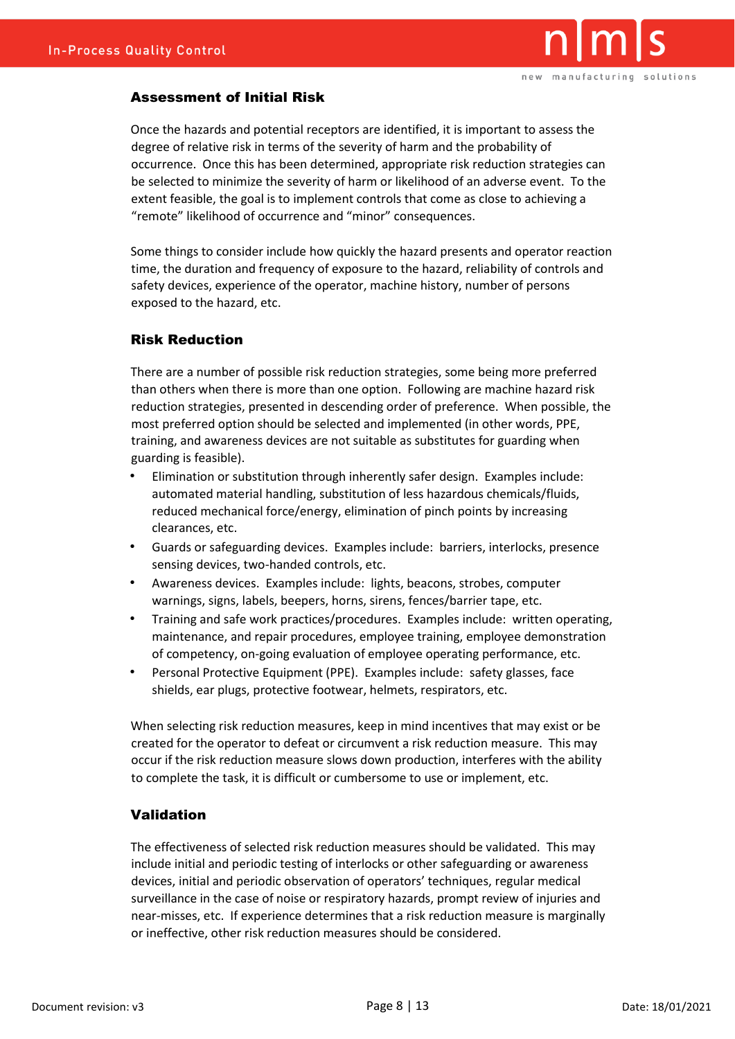## Assessment of Initial Risk

Once the hazards and potential receptors are identified, it is important to assess the degree of relative risk in terms of the severity of harm and the probability of occurrence. Once this has been determined, appropriate risk reduction strategies can be selected to minimize the severity of harm or likelihood of an adverse event. To the extent feasible, the goal is to implement controls that come as close to achieving a "remote" likelihood of occurrence and "minor" consequences.

Some things to consider include how quickly the hazard presents and operator reaction time, the duration and frequency of exposure to the hazard, reliability of controls and safety devices, experience of the operator, machine history, number of persons exposed to the hazard, etc.

## Risk Reduction

There are a number of possible risk reduction strategies, some being more preferred than others when there is more than one option. Following are machine hazard risk reduction strategies, presented in descending order of preference. When possible, the most preferred option should be selected and implemented (in other words, PPE, training, and awareness devices are not suitable as substitutes for guarding when guarding is feasible).

- Elimination or substitution through inherently safer design. Examples include: automated material handling, substitution of less hazardous chemicals/fluids, reduced mechanical force/energy, elimination of pinch points by increasing clearances, etc.
- Guards or safeguarding devices. Examples include: barriers, interlocks, presence sensing devices, two-handed controls, etc.
- Awareness devices. Examples include: lights, beacons, strobes, computer warnings, signs, labels, beepers, horns, sirens, fences/barrier tape, etc.
- Training and safe work practices/procedures. Examples include: written operating, maintenance, and repair procedures, employee training, employee demonstration of competency, on-going evaluation of employee operating performance, etc.
- Personal Protective Equipment (PPE). Examples include: safety glasses, face shields, ear plugs, protective footwear, helmets, respirators, etc.

When selecting risk reduction measures, keep in mind incentives that may exist or be created for the operator to defeat or circumvent a risk reduction measure. This may occur if the risk reduction measure slows down production, interferes with the ability to complete the task, it is difficult or cumbersome to use or implement, etc.

## Validation

The effectiveness of selected risk reduction measures should be validated. This may include initial and periodic testing of interlocks or other safeguarding or awareness devices, initial and periodic observation of operators' techniques, regular medical surveillance in the case of noise or respiratory hazards, prompt review of injuries and near-misses, etc. If experience determines that a risk reduction measure is marginally or ineffective, other risk reduction measures should be considered.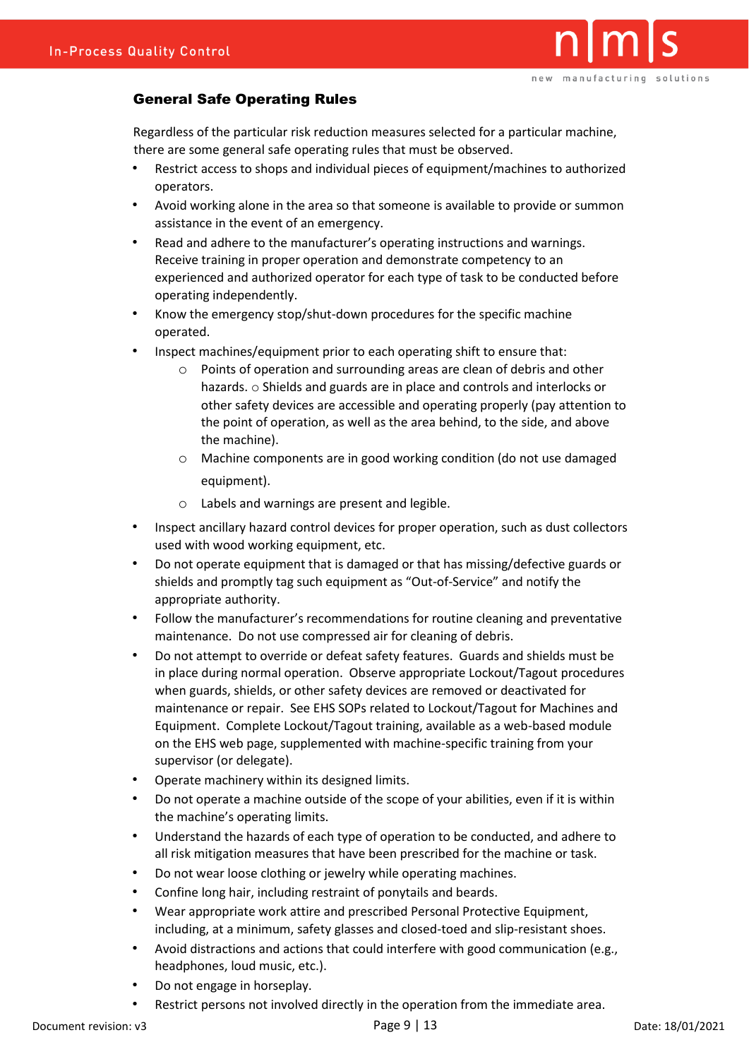## General Safe Operating Rules

Regardless of the particular risk reduction measures selected for a particular machine, there are some general safe operating rules that must be observed.

- Restrict access to shops and individual pieces of equipment/machines to authorized operators.
- Avoid working alone in the area so that someone is available to provide or summon assistance in the event of an emergency.
- Read and adhere to the manufacturer's operating instructions and warnings. Receive training in proper operation and demonstrate competency to an experienced and authorized operator for each type of task to be conducted before operating independently.
- Know the emergency stop/shut-down procedures for the specific machine operated.
- Inspect machines/equipment prior to each operating shift to ensure that:
    - Points of operation and surrounding areas are clean of debris and other hazards. ○ Shields and guards are in place and controls and interlocks or other safety devices are accessible and operating properly (pay attention to the point of operation, as well as the area behind, to the side, and above the machine).
    - Machine components are in good working condition (do not use damaged equipment).
    - Labels and warnings are present and legible.
- Inspect ancillary hazard control devices for proper operation, such as dust collectors used with wood working equipment, etc.
- Do not operate equipment that is damaged or that has missing/defective guards or shields and promptly tag such equipment as "Out-of-Service" and notify the appropriate authority.
- Follow the manufacturer's recommendations for routine cleaning and preventative maintenance. Do not use compressed air for cleaning of debris.
- Do not attempt to override or defeat safety features. Guards and shields must be in place during normal operation. Observe appropriate Lockout/Tagout procedures when guards, shields, or other safety devices are removed or deactivated for maintenance or repair. See EHS SOPs related to Lockout/Tagout for Machines and Equipment. Complete Lockout/Tagout training, available as a web-based module on the EHS web page, supplemented with machine-specific training from your supervisor (or delegate).
- Operate machinery within its designed limits.
- Do not operate a machine outside of the scope of your abilities, even if it is within the machine's operating limits.
- Understand the hazards of each type of operation to be conducted, and adhere to all risk mitigation measures that have been prescribed for the machine or task.
- Do not wear loose clothing or jewelry while operating machines.
- Confine long hair, including restraint of ponytails and beards.
- Wear appropriate work attire and prescribed Personal Protective Equipment, including, at a minimum, safety glasses and closed-toed and slip-resistant shoes.
- Avoid distractions and actions that could interfere with good communication (e.g., headphones, loud music, etc.).
- Do not engage in horseplay.
- Restrict persons not involved directly in the operation from the immediate area.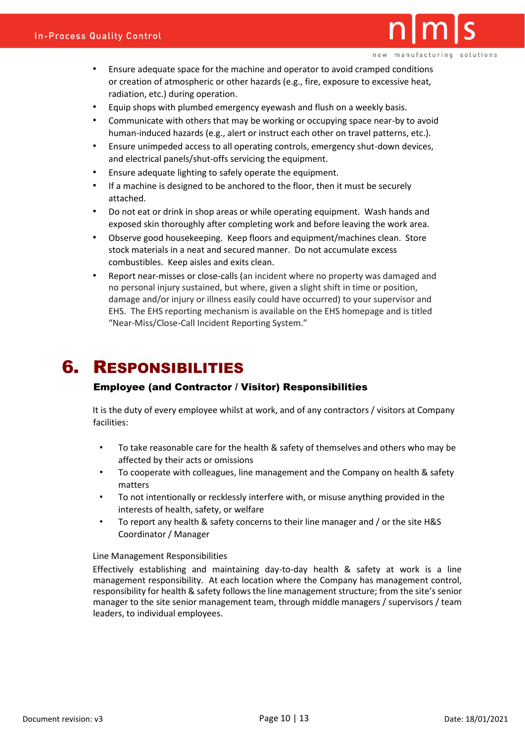- Ensure adequate space for the machine and operator to avoid cramped conditions or creation of atmospheric or other hazards (e.g., fire, exposure to excessive heat, radiation, etc.) during operation.
- Equip shops with plumbed emergency eyewash and flush on a weekly basis.
- Communicate with others that may be working or occupying space near-by to avoid human-induced hazards (e.g., alert or instruct each other on travel patterns, etc.).
- Ensure unimpeded access to all operating controls, emergency shut-down devices, and electrical panels/shut-offs servicing the equipment.
- Ensure adequate lighting to safely operate the equipment.
- If a machine is designed to be anchored to the floor, then it must be securely attached.
- Do not eat or drink in shop areas or while operating equipment. Wash hands and exposed skin thoroughly after completing work and before leaving the work area.
- Observe good housekeeping. Keep floors and equipment/machines clean. Store stock materials in a neat and secured manner. Do not accumulate excess combustibles. Keep aisles and exits clean.
- Report near-misses or close-calls (an incident where no property was damaged and no personal injury sustained, but where, given a slight shift in time or position, damage and/or injury or illness easily could have occurred) to your supervisor and EHS. The EHS reporting mechanism is available on the EHS homepage and is titled "Near-Miss/Close-Call Incident Reporting System."

# 6. Responsibilities

### Employee (and Contractor / Visitor) Responsibilities

It is the duty of every employee whilst at work, and of any contractors / visitors at Company facilities:

- To take reasonable care for the health & safety of themselves and others who may be affected by their acts or omissions
- To cooperate with colleagues, line management and the Company on health & safety matters
- To not intentionally or recklessly interfere with, or misuse anything provided in the interests of health, safety, or welfare
- To report any health & safety concerns to their line manager and / or the site H&S Coordinator / Manager

Line Management Responsibilities

Effectively establishing and maintaining day-to-day health & safety at work is a line management responsibility. At each location where the Company has management control, responsibility for health & safety follows the line management structure; from the site's senior manager to the site senior management team, through middle managers / supervisors / team leaders, to individual employees.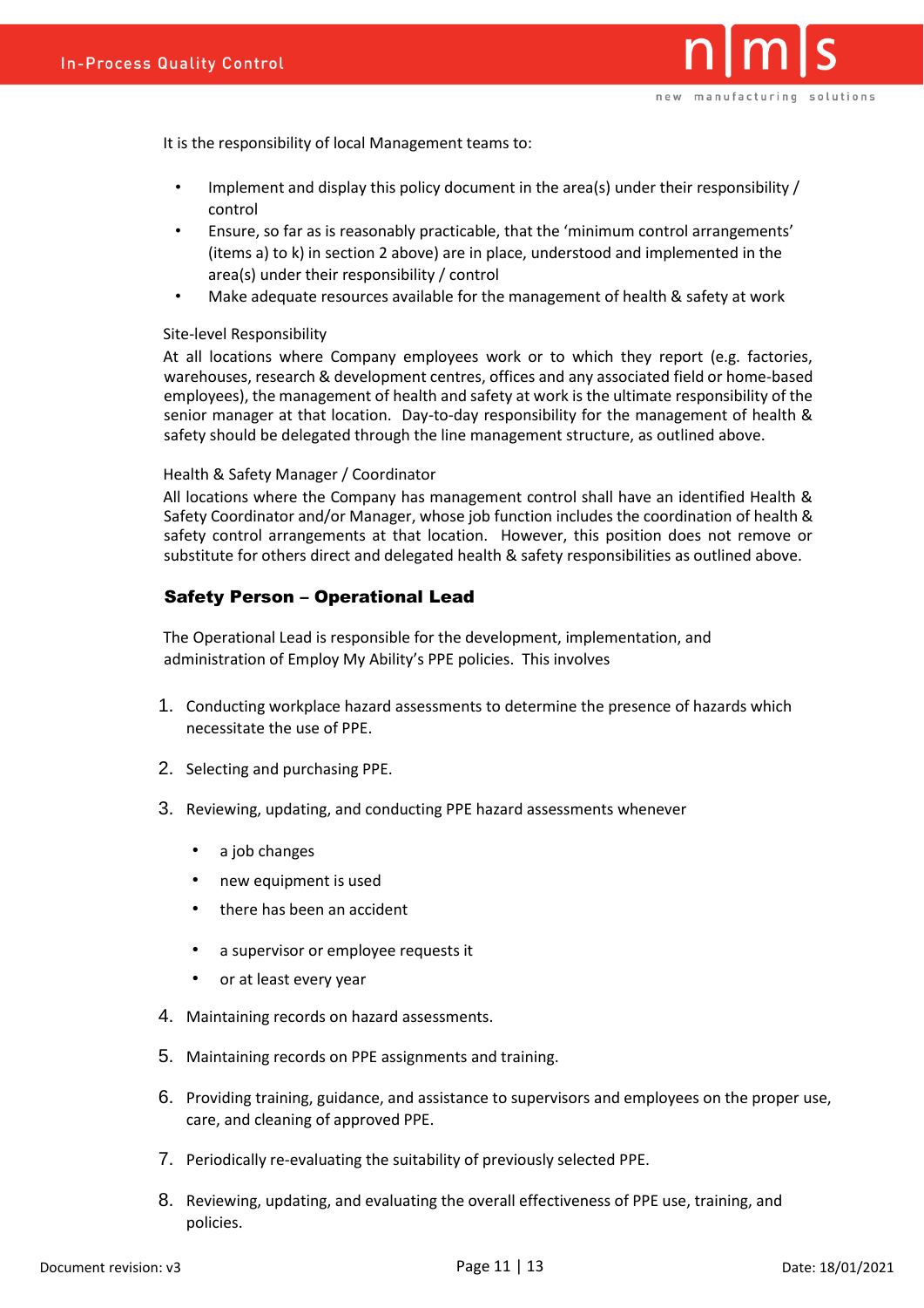It is the responsibility of local Management teams to:

- Implement and display this policy document in the area(s) under their responsibility / control
- Ensure, so far as is reasonably practicable, that the 'minimum control arrangements' (items a) to k) in section 2 above) are in place, understood and implemented in the area(s) under their responsibility / control
- Make adequate resources available for the management of health & safety at work

Site-level Responsibility

At all locations where Company employees work or to which they report (e.g. factories, warehouses, research & development centres, offices and any associated field or home-based employees), the management of health and safety at work is the ultimate responsibility of the senior manager at that location. Day-to-day responsibility for the management of health & safety should be delegated through the line management structure, as outlined above.

Health & Safety Manager / Coordinator

All locations where the Company has management control shall have an identified Health & Safety Coordinator and/or Manager, whose job function includes the coordination of health & safety control arrangements at that location. However, this position does not remove or substitute for others direct and delegated health & safety responsibilities as outlined above.

## Safety Person – Operational Lead

The Operational Lead is responsible for the development, implementation, and administration of Employ My Ability's PPE policies. This involves

1. Conducting workplace hazard assessments to determine the presence of hazards which necessitate the use of PPE.
2. Selecting and purchasing PPE.
3. Reviewing, updating, and conducting PPE hazard assessments whenever
   - a job changes
   - new equipment is used
   - there has been an accident
   - a supervisor or employee requests it
   - or at least every year
4. Maintaining records on hazard assessments.
5. Maintaining records on PPE assignments and training.
6. Providing training, guidance, and assistance to supervisors and employees on the proper use, care, and cleaning of approved PPE.
7. Periodically re-evaluating the suitability of previously selected PPE.
8. Reviewing, updating, and evaluating the overall effectiveness of PPE use, training, and policies.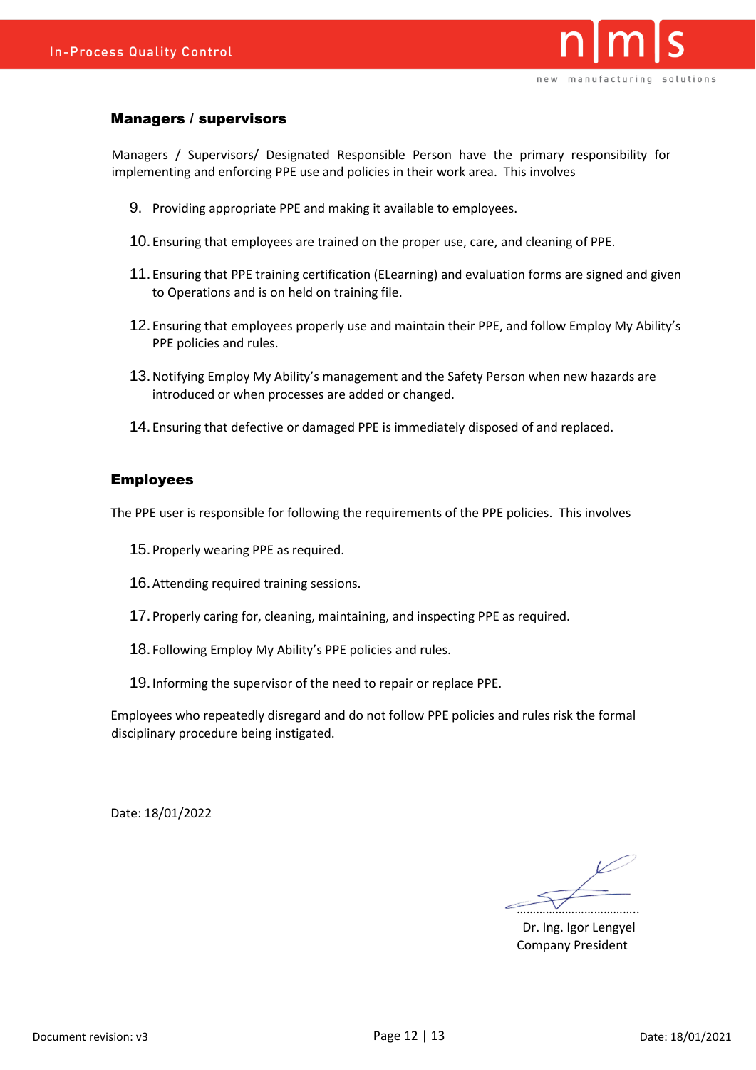## Managers / supervisors

Managers / Supervisors/ Designated Responsible Person have the primary responsibility for implementing and enforcing PPE use and policies in their work area. This involves

9. Providing appropriate PPE and making it available to employees.
10. Ensuring that employees are trained on the proper use, care, and cleaning of PPE.
11. Ensuring that PPE training certification (ELearning) and evaluation forms are signed and given to Operations and is on held on training file.
12. Ensuring that employees properly use and maintain their PPE, and follow Employ My Ability's PPE policies and rules.
13. Notifying Employ My Ability's management and the Safety Person when new hazards are introduced or when processes are added or changed.
14. Ensuring that defective or damaged PPE is immediately disposed of and replaced.

## Employees

The PPE user is responsible for following the requirements of the PPE policies. This involves

15. Properly wearing PPE as required.
16. Attending required training sessions.
17. Properly caring for, cleaning, maintaining, and inspecting PPE as required.
18. Following Employ My Ability's PPE policies and rules.
19. Informing the supervisor of the need to repair or replace PPE.

Employees who repeatedly disregard and do not follow PPE policies and rules risk the formal disciplinary procedure being instigated.

Date: 18/01/2022

……………………………….

Dr. Ing. Igor Lengyel
Company President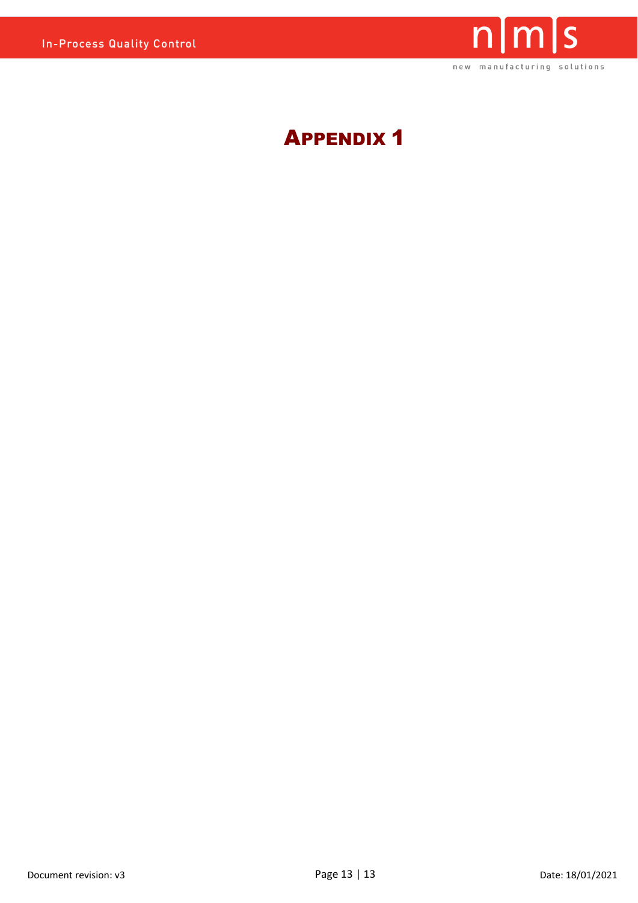# Appendix 1